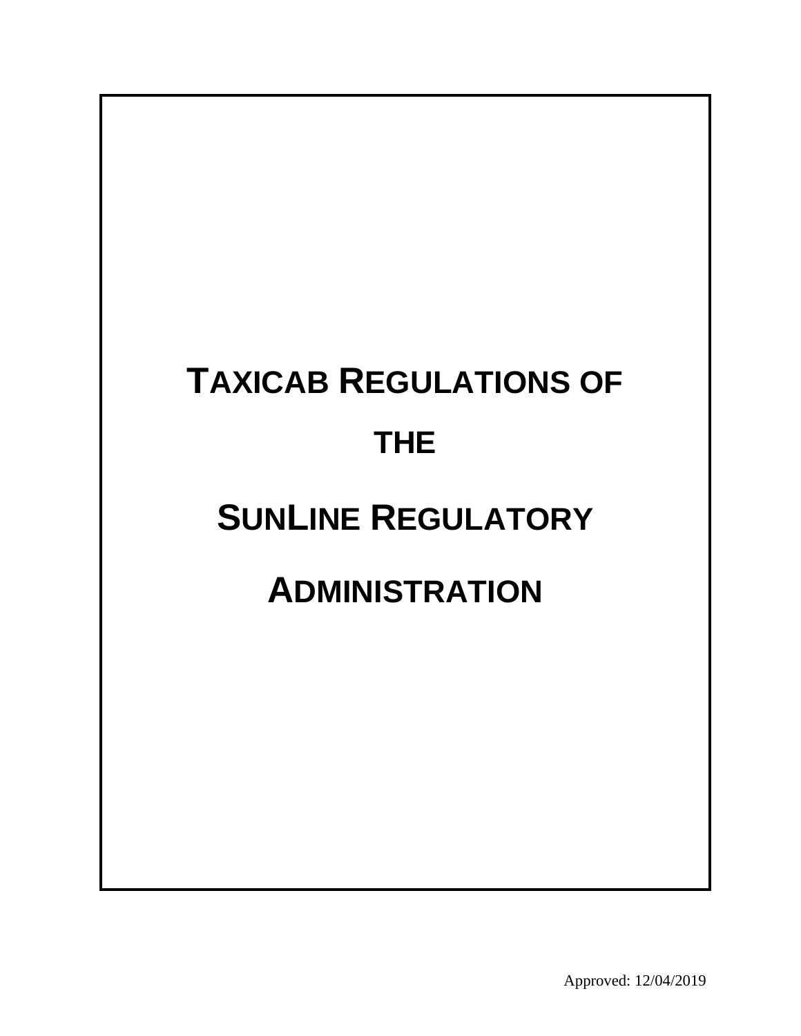# TAXICAB REGULATIONS OF THE SUNLINE REGULATORY ADMINISTRATION

Approved: 12/04/2019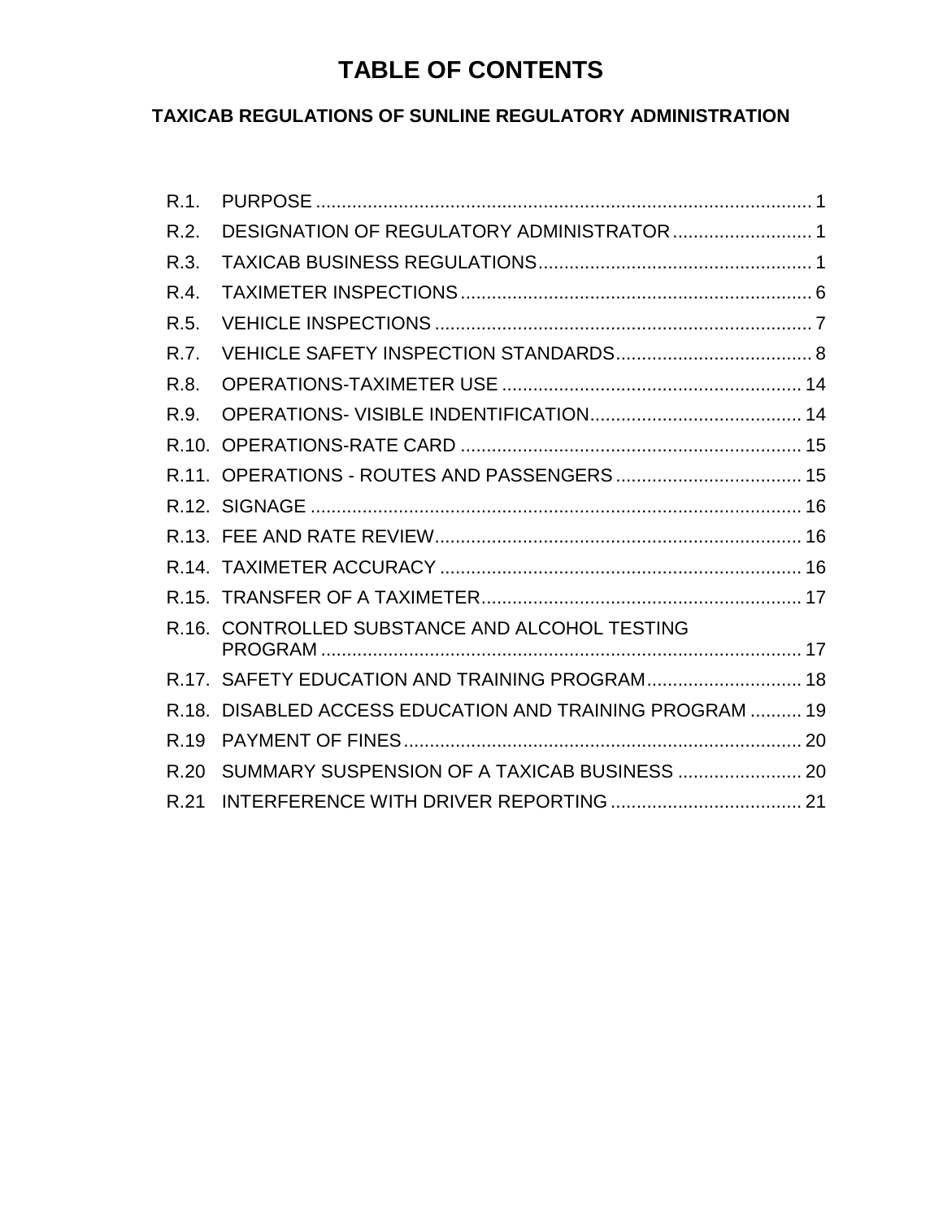# TABLE OF CONTENTS

## TAXICAB REGULATIONS OF SUNLINE REGULATORY ADMINISTRATION

| | | |
|---|---|---|
| R.1. | PURPOSE | 1 |
| R.2. | DESIGNATION OF REGULATORY ADMINISTRATOR | 1 |
| R.3. | TAXICAB BUSINESS REGULATIONS | 1 |
| R.4. | TAXIMETER INSPECTIONS | 6 |
| R.5. | VEHICLE INSPECTIONS | 7 |
| R.7. | VEHICLE SAFETY INSPECTION STANDARDS | 8 |
| R.8. | OPERATIONS-TAXIMETER USE | 14 |
| R.9. | OPERATIONS- VISIBLE INDENTIFICATION | 14 |
| R.10. | OPERATIONS-RATE CARD | 15 |
| R.11. | OPERATIONS - ROUTES AND PASSENGERS | 15 |
| R.12. | SIGNAGE | 16 |
| R.13. | FEE AND RATE REVIEW | 16 |
| R.14. | TAXIMETER ACCURACY | 16 |
| R.15. | TRANSFER OF A TAXIMETER | 17 |
| R.16. | CONTROLLED SUBSTANCE AND ALCOHOL TESTING PROGRAM | 17 |
| R.17. | SAFETY EDUCATION AND TRAINING PROGRAM | 18 |
| R.18. | DISABLED ACCESS EDUCATION AND TRAINING PROGRAM | 19 |
| R.19 | PAYMENT OF FINES | 20 |
| R.20 | SUMMARY SUSPENSION OF A TAXICAB BUSINESS | 20 |
| R.21 | INTERFERENCE WITH DRIVER REPORTING | 21 |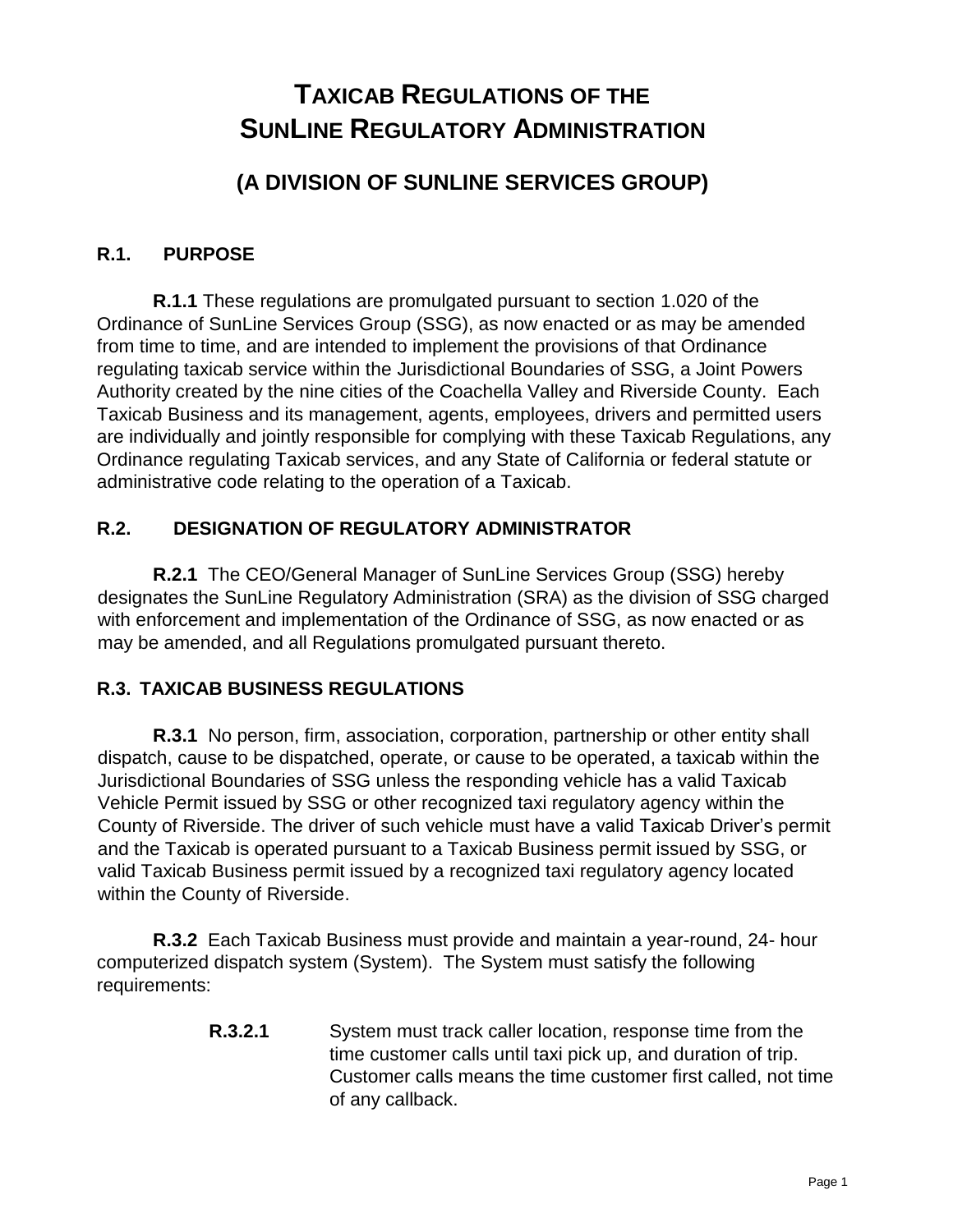# TAXICAB REGULATIONS OF THE SUNLINE REGULATORY ADMINISTRATION

## (A DIVISION OF SUNLINE SERVICES GROUP)

### R.1. PURPOSE

**R.1.1** These regulations are promulgated pursuant to section 1.020 of the Ordinance of SunLine Services Group (SSG), as now enacted or as may be amended from time to time, and are intended to implement the provisions of that Ordinance regulating taxicab service within the Jurisdictional Boundaries of SSG, a Joint Powers Authority created by the nine cities of the Coachella Valley and Riverside County. Each Taxicab Business and its management, agents, employees, drivers and permitted users are individually and jointly responsible for complying with these Taxicab Regulations, any Ordinance regulating Taxicab services, and any State of California or federal statute or administrative code relating to the operation of a Taxicab.

### R.2. DESIGNATION OF REGULATORY ADMINISTRATOR

**R.2.1** The CEO/General Manager of SunLine Services Group (SSG) hereby designates the SunLine Regulatory Administration (SRA) as the division of SSG charged with enforcement and implementation of the Ordinance of SSG, as now enacted or as may be amended, and all Regulations promulgated pursuant thereto.

### R.3. TAXICAB BUSINESS REGULATIONS

**R.3.1** No person, firm, association, corporation, partnership or other entity shall dispatch, cause to be dispatched, operate, or cause to be operated, a taxicab within the Jurisdictional Boundaries of SSG unless the responding vehicle has a valid Taxicab Vehicle Permit issued by SSG or other recognized taxi regulatory agency within the County of Riverside. The driver of such vehicle must have a valid Taxicab Driver's permit and the Taxicab is operated pursuant to a Taxicab Business permit issued by SSG, or valid Taxicab Business permit issued by a recognized taxi regulatory agency located within the County of Riverside.

**R.3.2** Each Taxicab Business must provide and maintain a year-round, 24- hour computerized dispatch system (System). The System must satisfy the following requirements:

**R.3.2.1** System must track caller location, response time from the time customer calls until taxi pick up, and duration of trip. Customer calls means the time customer first called, not time of any callback.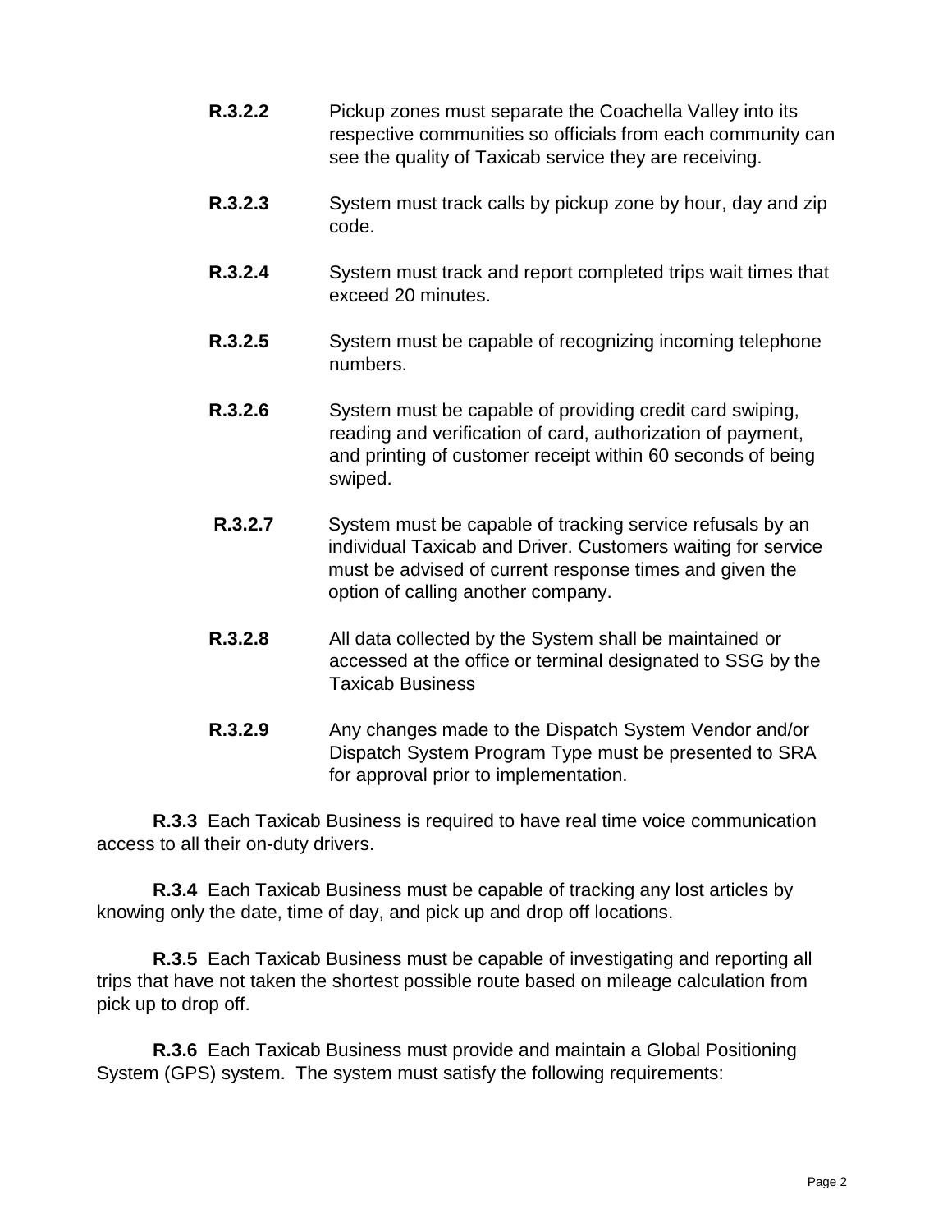**R.3.2.2** Pickup zones must separate the Coachella Valley into its respective communities so officials from each community can see the quality of Taxicab service they are receiving.

**R.3.2.3** System must track calls by pickup zone by hour, day and zip code.

**R.3.2.4** System must track and report completed trips wait times that exceed 20 minutes.

**R.3.2.5** System must be capable of recognizing incoming telephone numbers.

**R.3.2.6** System must be capable of providing credit card swiping, reading and verification of card, authorization of payment, and printing of customer receipt within 60 seconds of being swiped.

**R.3.2.7** System must be capable of tracking service refusals by an individual Taxicab and Driver. Customers waiting for service must be advised of current response times and given the option of calling another company.

**R.3.2.8** All data collected by the System shall be maintained or accessed at the office or terminal designated to SSG by the Taxicab Business

**R.3.2.9** Any changes made to the Dispatch System Vendor and/or Dispatch System Program Type must be presented to SRA for approval prior to implementation.

**R.3.3** Each Taxicab Business is required to have real time voice communication access to all their on-duty drivers.

**R.3.4** Each Taxicab Business must be capable of tracking any lost articles by knowing only the date, time of day, and pick up and drop off locations.

**R.3.5** Each Taxicab Business must be capable of investigating and reporting all trips that have not taken the shortest possible route based on mileage calculation from pick up to drop off.

**R.3.6** Each Taxicab Business must provide and maintain a Global Positioning System (GPS) system. The system must satisfy the following requirements: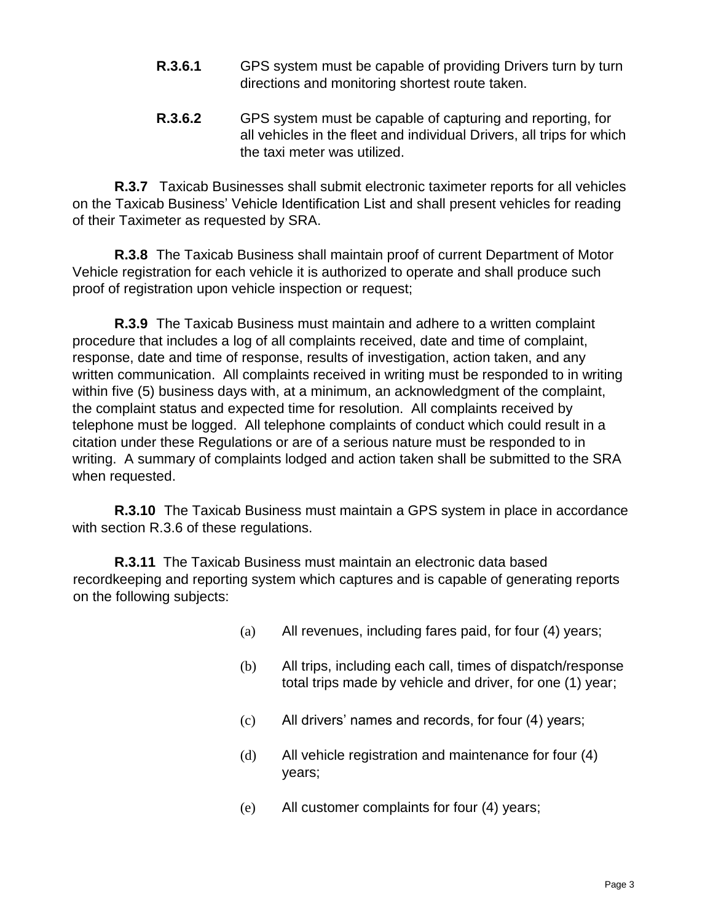**R.3.6.1** GPS system must be capable of providing Drivers turn by turn directions and monitoring shortest route taken.

**R.3.6.2** GPS system must be capable of capturing and reporting, for all vehicles in the fleet and individual Drivers, all trips for which the taxi meter was utilized.

**R.3.7** Taxicab Businesses shall submit electronic taximeter reports for all vehicles on the Taxicab Business' Vehicle Identification List and shall present vehicles for reading of their Taximeter as requested by SRA.

**R.3.8** The Taxicab Business shall maintain proof of current Department of Motor Vehicle registration for each vehicle it is authorized to operate and shall produce such proof of registration upon vehicle inspection or request;

**R.3.9** The Taxicab Business must maintain and adhere to a written complaint procedure that includes a log of all complaints received, date and time of complaint, response, date and time of response, results of investigation, action taken, and any written communication. All complaints received in writing must be responded to in writing within five (5) business days with, at a minimum, an acknowledgment of the complaint, the complaint status and expected time for resolution. All complaints received by telephone must be logged. All telephone complaints of conduct which could result in a citation under these Regulations or are of a serious nature must be responded to in writing. A summary of complaints lodged and action taken shall be submitted to the SRA when requested.

**R.3.10** The Taxicab Business must maintain a GPS system in place in accordance with section R.3.6 of these regulations.

**R.3.11** The Taxicab Business must maintain an electronic data based recordkeeping and reporting system which captures and is capable of generating reports on the following subjects:

(a) All revenues, including fares paid, for four (4) years;

(b) All trips, including each call, times of dispatch/response total trips made by vehicle and driver, for one (1) year;

(c) All drivers' names and records, for four (4) years;

(d) All vehicle registration and maintenance for four (4) years;

(e) All customer complaints for four (4) years;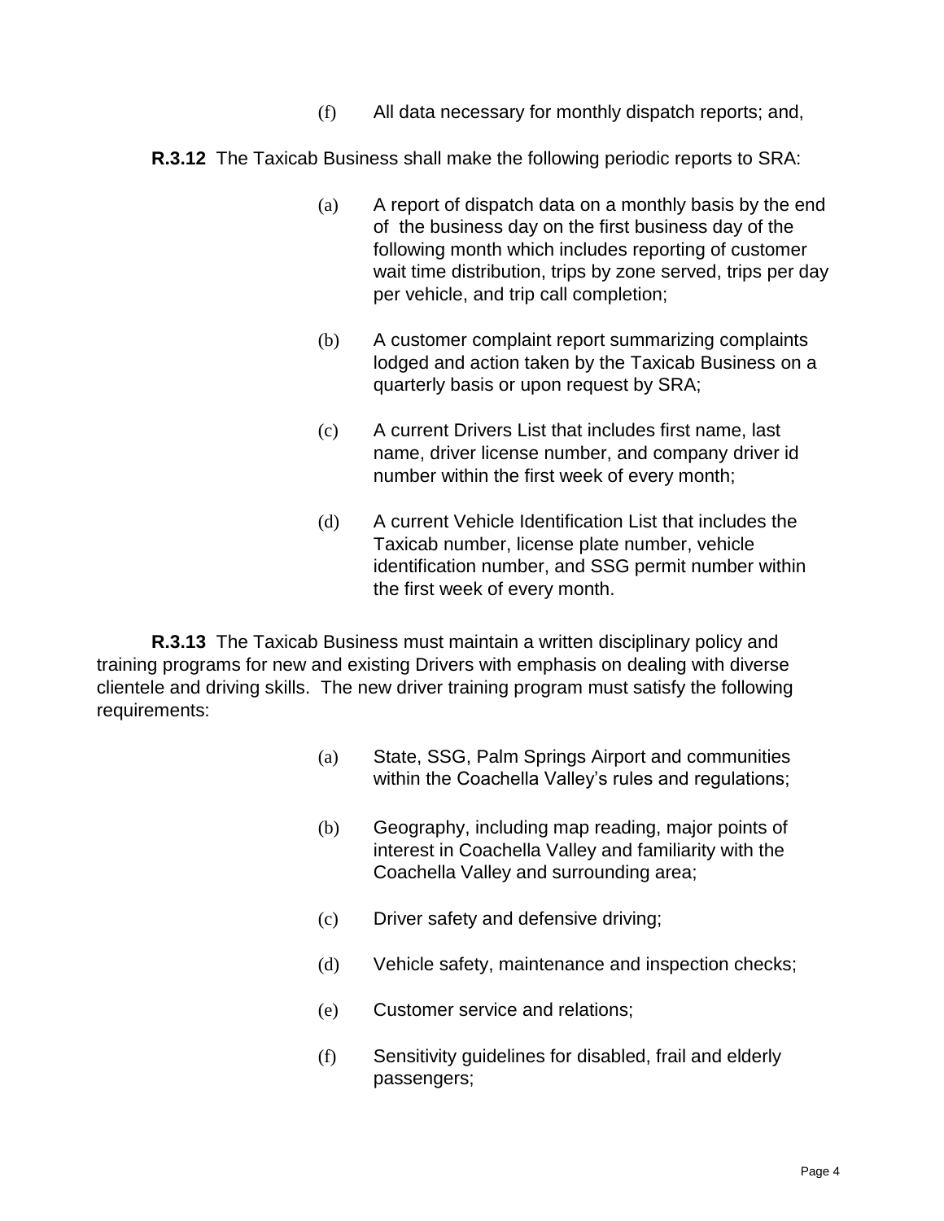(f) All data necessary for monthly dispatch reports; and,

**R.3.12** The Taxicab Business shall make the following periodic reports to SRA:

(a) A report of dispatch data on a monthly basis by the end of the business day on the first business day of the following month which includes reporting of customer wait time distribution, trips by zone served, trips per day per vehicle, and trip call completion;

(b) A customer complaint report summarizing complaints lodged and action taken by the Taxicab Business on a quarterly basis or upon request by SRA;

(c) A current Drivers List that includes first name, last name, driver license number, and company driver id number within the first week of every month;

(d) A current Vehicle Identification List that includes the Taxicab number, license plate number, vehicle identification number, and SSG permit number within the first week of every month.

**R.3.13** The Taxicab Business must maintain a written disciplinary policy and training programs for new and existing Drivers with emphasis on dealing with diverse clientele and driving skills. The new driver training program must satisfy the following requirements:

(a) State, SSG, Palm Springs Airport and communities within the Coachella Valley's rules and regulations;

(b) Geography, including map reading, major points of interest in Coachella Valley and familiarity with the Coachella Valley and surrounding area;

(c) Driver safety and defensive driving;

(d) Vehicle safety, maintenance and inspection checks;

(e) Customer service and relations;

(f) Sensitivity guidelines for disabled, frail and elderly passengers;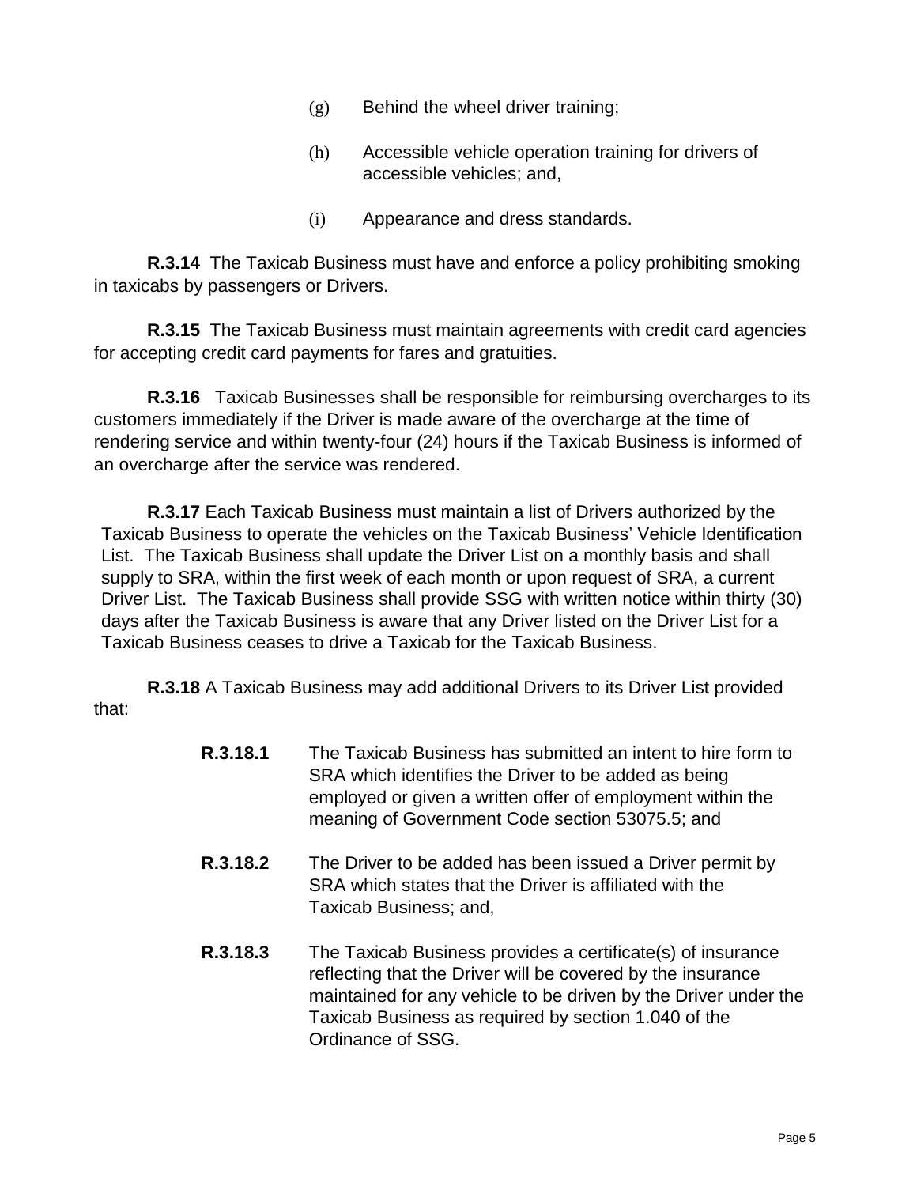(g) Behind the wheel driver training;

(h) Accessible vehicle operation training for drivers of accessible vehicles; and,

(i) Appearance and dress standards.

**R.3.14** The Taxicab Business must have and enforce a policy prohibiting smoking in taxicabs by passengers or Drivers.

**R.3.15** The Taxicab Business must maintain agreements with credit card agencies for accepting credit card payments for fares and gratuities.

**R.3.16** Taxicab Businesses shall be responsible for reimbursing overcharges to its customers immediately if the Driver is made aware of the overcharge at the time of rendering service and within twenty-four (24) hours if the Taxicab Business is informed of an overcharge after the service was rendered.

**R.3.17** Each Taxicab Business must maintain a list of Drivers authorized by the Taxicab Business to operate the vehicles on the Taxicab Business' Vehicle Identification List. The Taxicab Business shall update the Driver List on a monthly basis and shall supply to SRA, within the first week of each month or upon request of SRA, a current Driver List. The Taxicab Business shall provide SSG with written notice within thirty (30) days after the Taxicab Business is aware that any Driver listed on the Driver List for a Taxicab Business ceases to drive a Taxicab for the Taxicab Business.

**R.3.18** A Taxicab Business may add additional Drivers to its Driver List provided that:

**R.3.18.1** The Taxicab Business has submitted an intent to hire form to SRA which identifies the Driver to be added as being employed or given a written offer of employment within the meaning of Government Code section 53075.5; and

**R.3.18.2** The Driver to be added has been issued a Driver permit by SRA which states that the Driver is affiliated with the Taxicab Business; and,

**R.3.18.3** The Taxicab Business provides a certificate(s) of insurance reflecting that the Driver will be covered by the insurance maintained for any vehicle to be driven by the Driver under the Taxicab Business as required by section 1.040 of the Ordinance of SSG.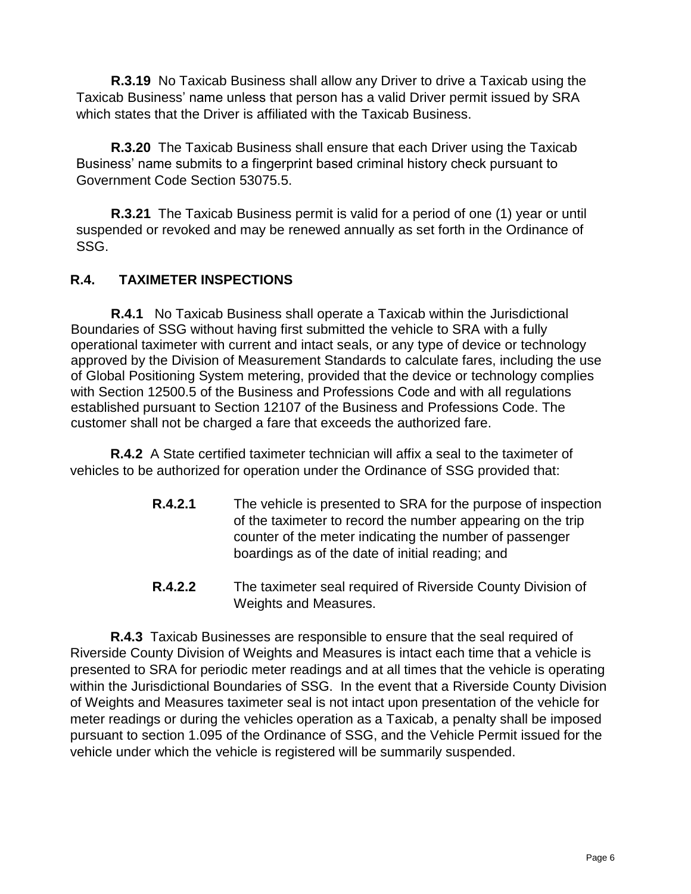**R.3.19** No Taxicab Business shall allow any Driver to drive a Taxicab using the Taxicab Business' name unless that person has a valid Driver permit issued by SRA which states that the Driver is affiliated with the Taxicab Business.

**R.3.20** The Taxicab Business shall ensure that each Driver using the Taxicab Business' name submits to a fingerprint based criminal history check pursuant to Government Code Section 53075.5.

**R.3.21** The Taxicab Business permit is valid for a period of one (1) year or until suspended or revoked and may be renewed annually as set forth in the Ordinance of SSG.

## R.4. TAXIMETER INSPECTIONS

**R.4.1** No Taxicab Business shall operate a Taxicab within the Jurisdictional Boundaries of SSG without having first submitted the vehicle to SRA with a fully operational taximeter with current and intact seals, or any type of device or technology approved by the Division of Measurement Standards to calculate fares, including the use of Global Positioning System metering, provided that the device or technology complies with Section 12500.5 of the Business and Professions Code and with all regulations established pursuant to Section 12107 of the Business and Professions Code. The customer shall not be charged a fare that exceeds the authorized fare.

**R.4.2** A State certified taximeter technician will affix a seal to the taximeter of vehicles to be authorized for operation under the Ordinance of SSG provided that:

**R.4.2.1** The vehicle is presented to SRA for the purpose of inspection of the taximeter to record the number appearing on the trip counter of the meter indicating the number of passenger boardings as of the date of initial reading; and

**R.4.2.2** The taximeter seal required of Riverside County Division of Weights and Measures.

**R.4.3** Taxicab Businesses are responsible to ensure that the seal required of Riverside County Division of Weights and Measures is intact each time that a vehicle is presented to SRA for periodic meter readings and at all times that the vehicle is operating within the Jurisdictional Boundaries of SSG. In the event that a Riverside County Division of Weights and Measures taximeter seal is not intact upon presentation of the vehicle for meter readings or during the vehicles operation as a Taxicab, a penalty shall be imposed pursuant to section 1.095 of the Ordinance of SSG, and the Vehicle Permit issued for the vehicle under which the vehicle is registered will be summarily suspended.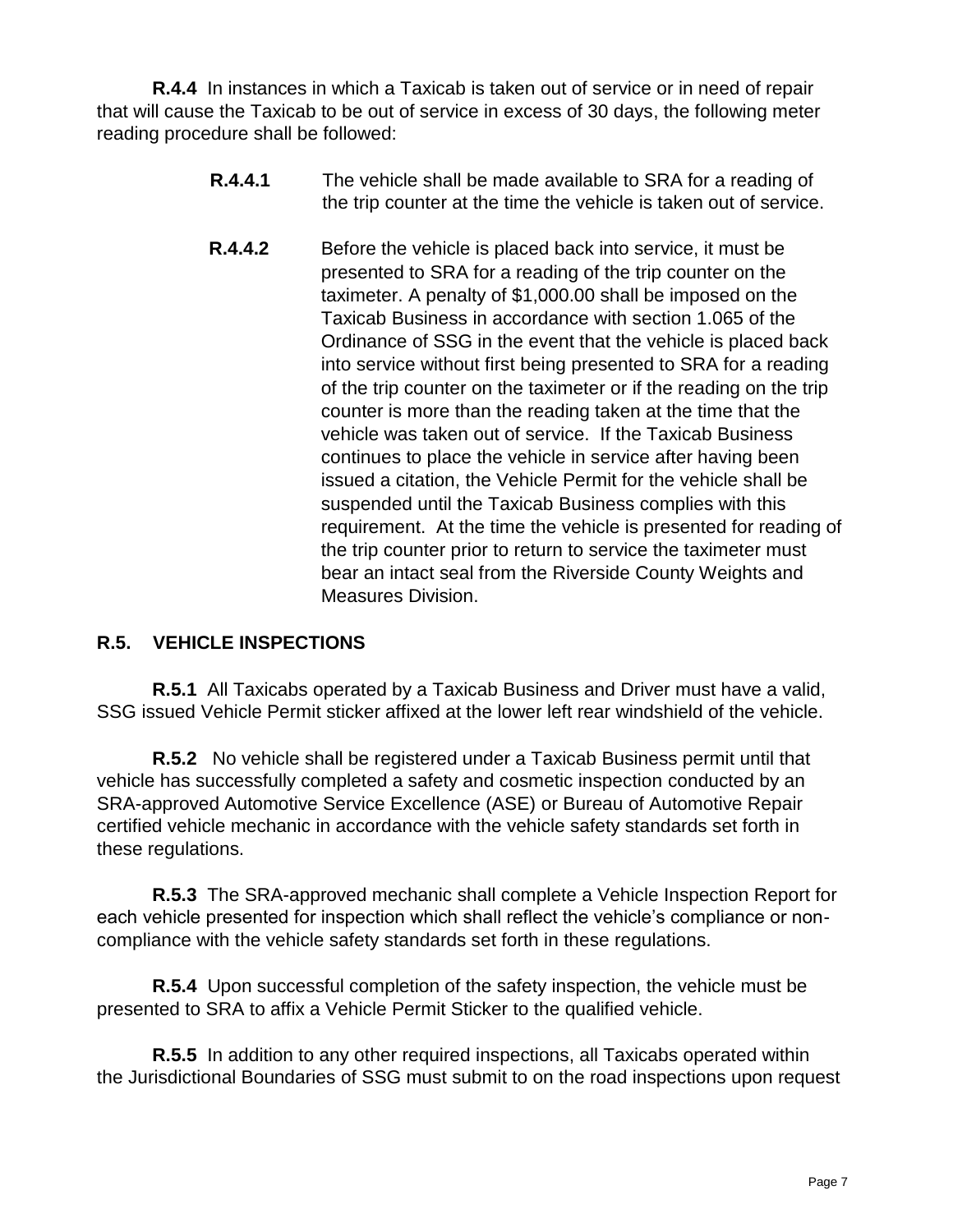**R.4.4** In instances in which a Taxicab is taken out of service or in need of repair that will cause the Taxicab to be out of service in excess of 30 days, the following meter reading procedure shall be followed:

> **R.4.4.1** The vehicle shall be made available to SRA for a reading of the trip counter at the time the vehicle is taken out of service.
>
> **R.4.4.2** Before the vehicle is placed back into service, it must be presented to SRA for a reading of the trip counter on the taximeter. A penalty of $1,000.00 shall be imposed on the Taxicab Business in accordance with section 1.065 of the Ordinance of SSG in the event that the vehicle is placed back into service without first being presented to SRA for a reading of the trip counter on the taximeter or if the reading on the trip counter is more than the reading taken at the time that the vehicle was taken out of service. If the Taxicab Business continues to place the vehicle in service after having been issued a citation, the Vehicle Permit for the vehicle shall be suspended until the Taxicab Business complies with this requirement. At the time the vehicle is presented for reading of the trip counter prior to return to service the taximeter must bear an intact seal from the Riverside County Weights and Measures Division.

## R.5. VEHICLE INSPECTIONS

**R.5.1** All Taxicabs operated by a Taxicab Business and Driver must have a valid, SSG issued Vehicle Permit sticker affixed at the lower left rear windshield of the vehicle.

**R.5.2** No vehicle shall be registered under a Taxicab Business permit until that vehicle has successfully completed a safety and cosmetic inspection conducted by an SRA-approved Automotive Service Excellence (ASE) or Bureau of Automotive Repair certified vehicle mechanic in accordance with the vehicle safety standards set forth in these regulations.

**R.5.3** The SRA-approved mechanic shall complete a Vehicle Inspection Report for each vehicle presented for inspection which shall reflect the vehicle's compliance or non-compliance with the vehicle safety standards set forth in these regulations.

**R.5.4** Upon successful completion of the safety inspection, the vehicle must be presented to SRA to affix a Vehicle Permit Sticker to the qualified vehicle.

**R.5.5** In addition to any other required inspections, all Taxicabs operated within the Jurisdictional Boundaries of SSG must submit to on the road inspections upon request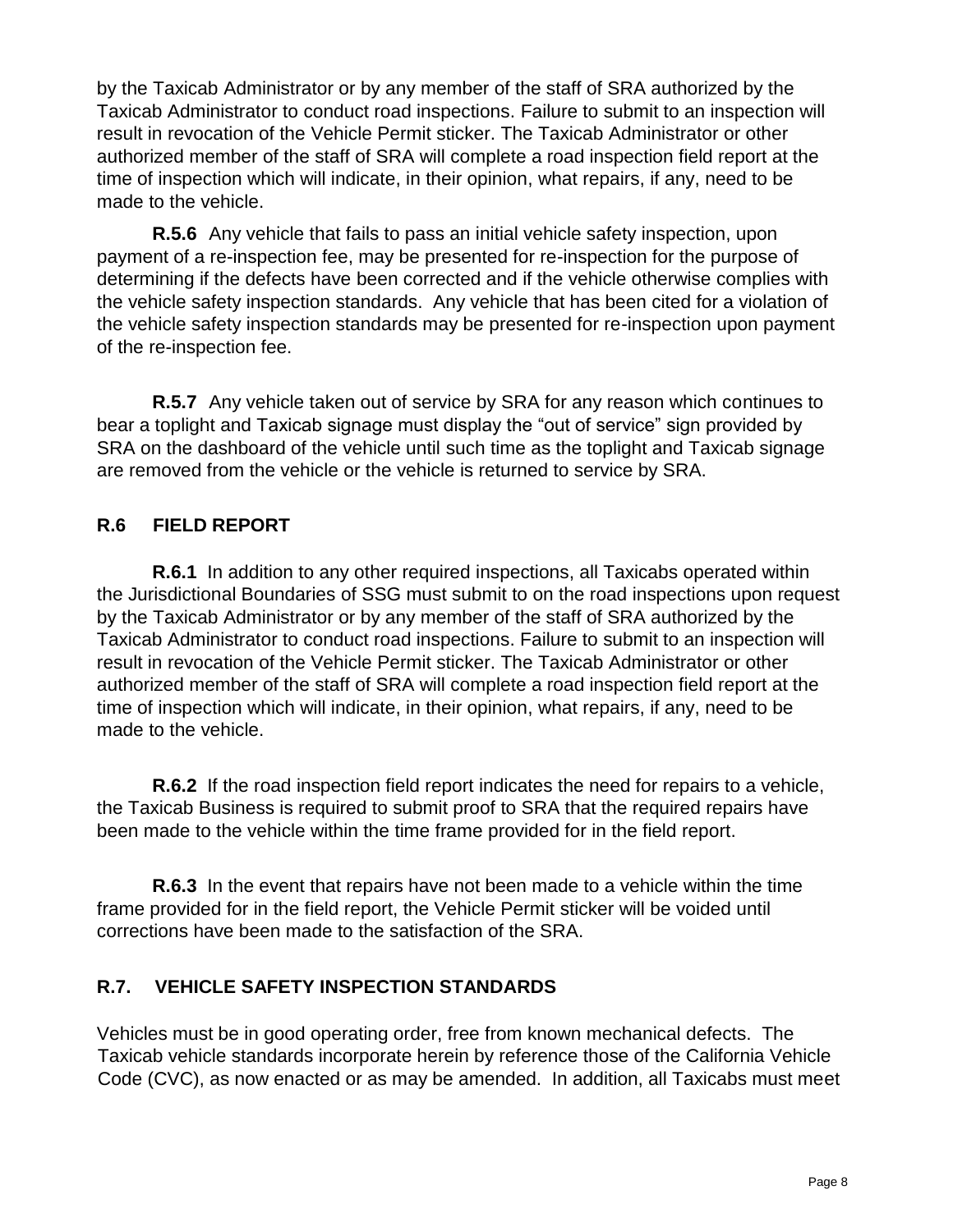by the Taxicab Administrator or by any member of the staff of SRA authorized by the Taxicab Administrator to conduct road inspections. Failure to submit to an inspection will result in revocation of the Vehicle Permit sticker. The Taxicab Administrator or other authorized member of the staff of SRA will complete a road inspection field report at the time of inspection which will indicate, in their opinion, what repairs, if any, need to be made to the vehicle.

**R.5.6** Any vehicle that fails to pass an initial vehicle safety inspection, upon payment of a re-inspection fee, may be presented for re-inspection for the purpose of determining if the defects have been corrected and if the vehicle otherwise complies with the vehicle safety inspection standards. Any vehicle that has been cited for a violation of the vehicle safety inspection standards may be presented for re-inspection upon payment of the re-inspection fee.

**R.5.7** Any vehicle taken out of service by SRA for any reason which continues to bear a toplight and Taxicab signage must display the "out of service" sign provided by SRA on the dashboard of the vehicle until such time as the toplight and Taxicab signage are removed from the vehicle or the vehicle is returned to service by SRA.

## R.6 FIELD REPORT

**R.6.1** In addition to any other required inspections, all Taxicabs operated within the Jurisdictional Boundaries of SSG must submit to on the road inspections upon request by the Taxicab Administrator or by any member of the staff of SRA authorized by the Taxicab Administrator to conduct road inspections. Failure to submit to an inspection will result in revocation of the Vehicle Permit sticker. The Taxicab Administrator or other authorized member of the staff of SRA will complete a road inspection field report at the time of inspection which will indicate, in their opinion, what repairs, if any, need to be made to the vehicle.

**R.6.2** If the road inspection field report indicates the need for repairs to a vehicle, the Taxicab Business is required to submit proof to SRA that the required repairs have been made to the vehicle within the time frame provided for in the field report.

**R.6.3** In the event that repairs have not been made to a vehicle within the time frame provided for in the field report, the Vehicle Permit sticker will be voided until corrections have been made to the satisfaction of the SRA.

## R.7. VEHICLE SAFETY INSPECTION STANDARDS

Vehicles must be in good operating order, free from known mechanical defects. The Taxicab vehicle standards incorporate herein by reference those of the California Vehicle Code (CVC), as now enacted or as may be amended. In addition, all Taxicabs must meet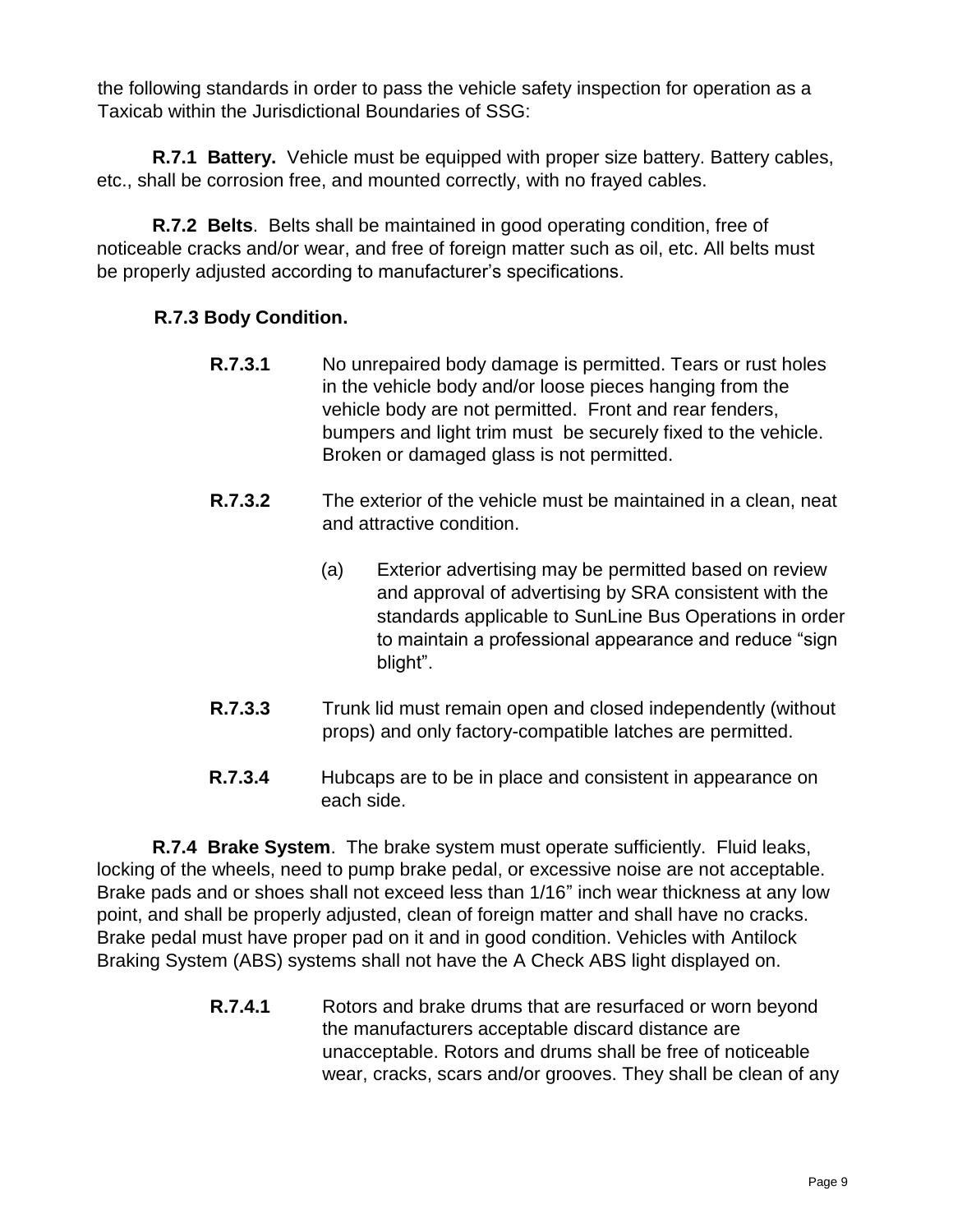the following standards in order to pass the vehicle safety inspection for operation as a Taxicab within the Jurisdictional Boundaries of SSG:

**R.7.1 Battery.** Vehicle must be equipped with proper size battery. Battery cables, etc., shall be corrosion free, and mounted correctly, with no frayed cables.

**R.7.2 Belts**. Belts shall be maintained in good operating condition, free of noticeable cracks and/or wear, and free of foreign matter such as oil, etc. All belts must be properly adjusted according to manufacturer's specifications.

**R.7.3 Body Condition.**

**R.7.3.1** No unrepaired body damage is permitted. Tears or rust holes in the vehicle body and/or loose pieces hanging from the vehicle body are not permitted. Front and rear fenders, bumpers and light trim must be securely fixed to the vehicle. Broken or damaged glass is not permitted.

**R.7.3.2** The exterior of the vehicle must be maintained in a clean, neat and attractive condition.

(a) Exterior advertising may be permitted based on review and approval of advertising by SRA consistent with the standards applicable to SunLine Bus Operations in order to maintain a professional appearance and reduce "sign blight".

**R.7.3.3** Trunk lid must remain open and closed independently (without props) and only factory-compatible latches are permitted.

**R.7.3.4** Hubcaps are to be in place and consistent in appearance on each side.

**R.7.4 Brake System**. The brake system must operate sufficiently. Fluid leaks, locking of the wheels, need to pump brake pedal, or excessive noise are not acceptable. Brake pads and or shoes shall not exceed less than 1/16" inch wear thickness at any low point, and shall be properly adjusted, clean of foreign matter and shall have no cracks. Brake pedal must have proper pad on it and in good condition. Vehicles with Antilock Braking System (ABS) systems shall not have the A Check ABS light displayed on.

**R.7.4.1** Rotors and brake drums that are resurfaced or worn beyond the manufacturers acceptable discard distance are unacceptable. Rotors and drums shall be free of noticeable wear, cracks, scars and/or grooves. They shall be clean of any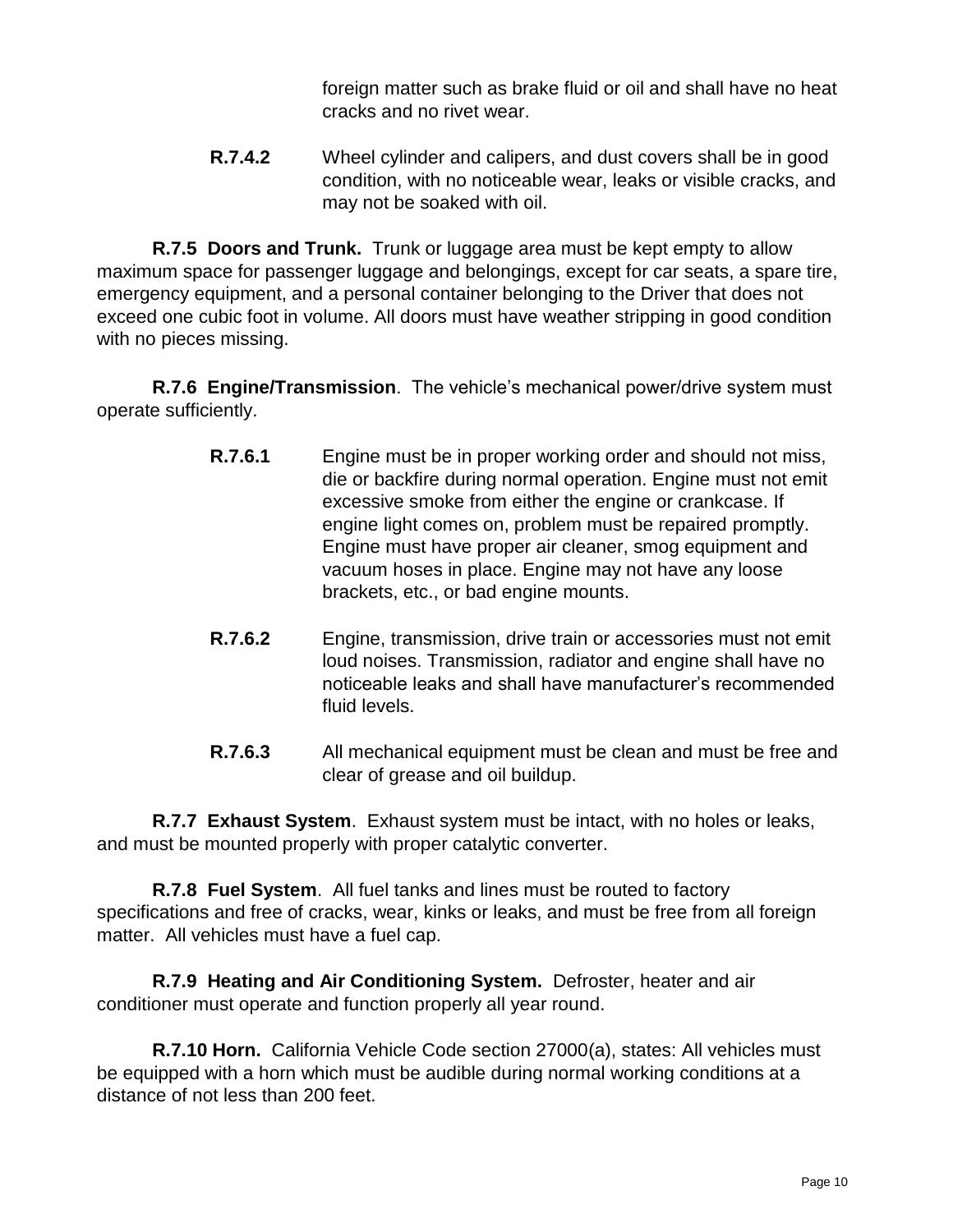foreign matter such as brake fluid or oil and shall have no heat cracks and no rivet wear.

**R.7.4.2** Wheel cylinder and calipers, and dust covers shall be in good condition, with no noticeable wear, leaks or visible cracks, and may not be soaked with oil.

**R.7.5 Doors and Trunk.** Trunk or luggage area must be kept empty to allow maximum space for passenger luggage and belongings, except for car seats, a spare tire, emergency equipment, and a personal container belonging to the Driver that does not exceed one cubic foot in volume. All doors must have weather stripping in good condition with no pieces missing.

**R.7.6 Engine/Transmission**. The vehicle's mechanical power/drive system must operate sufficiently.

**R.7.6.1** Engine must be in proper working order and should not miss, die or backfire during normal operation. Engine must not emit excessive smoke from either the engine or crankcase. If engine light comes on, problem must be repaired promptly. Engine must have proper air cleaner, smog equipment and vacuum hoses in place. Engine may not have any loose brackets, etc., or bad engine mounts.

**R.7.6.2** Engine, transmission, drive train or accessories must not emit loud noises. Transmission, radiator and engine shall have no noticeable leaks and shall have manufacturer's recommended fluid levels.

**R.7.6.3** All mechanical equipment must be clean and must be free and clear of grease and oil buildup.

**R.7.7 Exhaust System**. Exhaust system must be intact, with no holes or leaks, and must be mounted properly with proper catalytic converter.

**R.7.8 Fuel System**. All fuel tanks and lines must be routed to factory specifications and free of cracks, wear, kinks or leaks, and must be free from all foreign matter. All vehicles must have a fuel cap.

**R.7.9 Heating and Air Conditioning System.** Defroster, heater and air conditioner must operate and function properly all year round.

**R.7.10 Horn.** California Vehicle Code section 27000(a), states: All vehicles must be equipped with a horn which must be audible during normal working conditions at a distance of not less than 200 feet.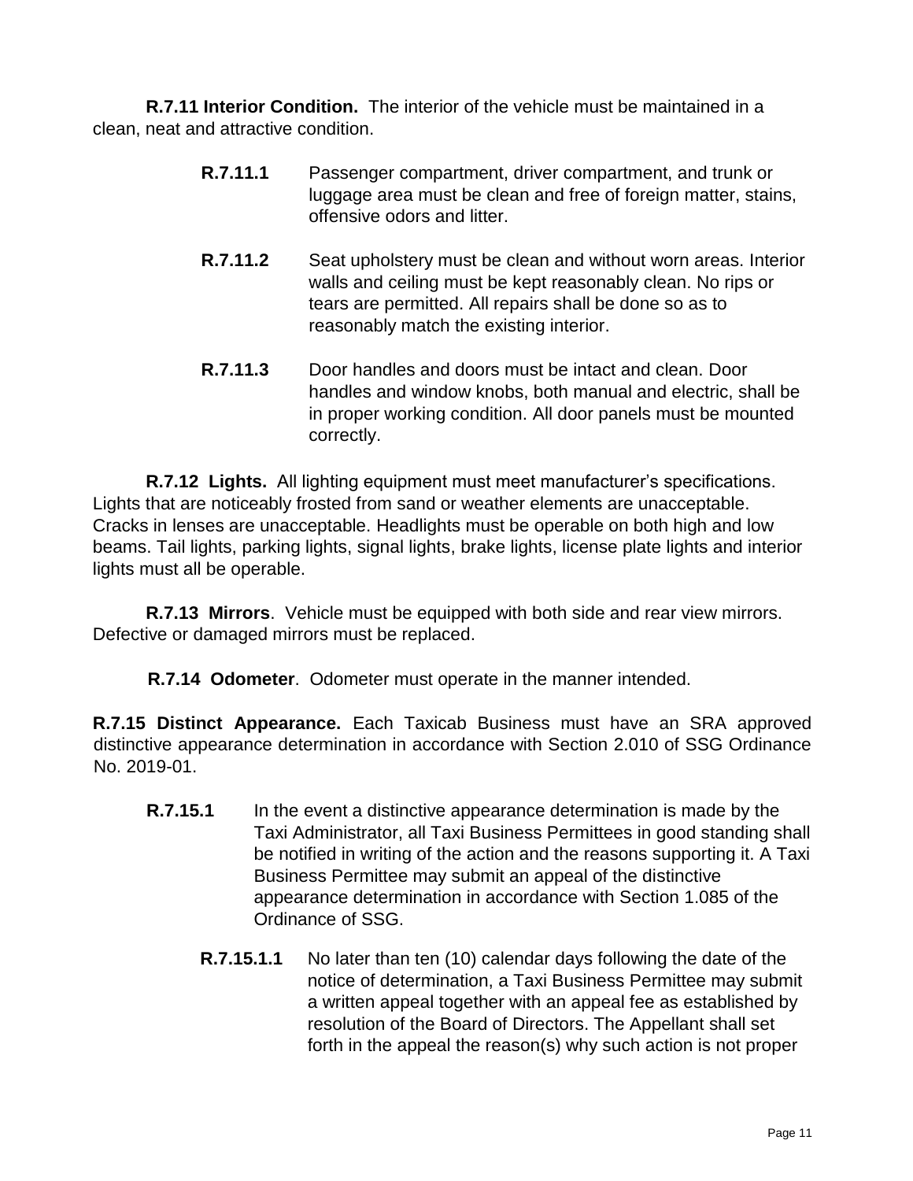**R.7.11 Interior Condition.** The interior of the vehicle must be maintained in a clean, neat and attractive condition.

**R.7.11.1** Passenger compartment, driver compartment, and trunk or luggage area must be clean and free of foreign matter, stains, offensive odors and litter.

**R.7.11.2** Seat upholstery must be clean and without worn areas. Interior walls and ceiling must be kept reasonably clean. No rips or tears are permitted. All repairs shall be done so as to reasonably match the existing interior.

**R.7.11.3** Door handles and doors must be intact and clean. Door handles and window knobs, both manual and electric, shall be in proper working condition. All door panels must be mounted correctly.

**R.7.12 Lights.** All lighting equipment must meet manufacturer's specifications. Lights that are noticeably frosted from sand or weather elements are unacceptable. Cracks in lenses are unacceptable. Headlights must be operable on both high and low beams. Tail lights, parking lights, signal lights, brake lights, license plate lights and interior lights must all be operable.

**R.7.13 Mirrors**. Vehicle must be equipped with both side and rear view mirrors. Defective or damaged mirrors must be replaced.

**R.7.14 Odometer**. Odometer must operate in the manner intended.

**R.7.15 Distinct Appearance.** Each Taxicab Business must have an SRA approved distinctive appearance determination in accordance with Section 2.010 of SSG Ordinance No. 2019-01.

**R.7.15.1** In the event a distinctive appearance determination is made by the Taxi Administrator, all Taxi Business Permittees in good standing shall be notified in writing of the action and the reasons supporting it. A Taxi Business Permittee may submit an appeal of the distinctive appearance determination in accordance with Section 1.085 of the Ordinance of SSG.

**R.7.15.1.1** No later than ten (10) calendar days following the date of the notice of determination, a Taxi Business Permittee may submit a written appeal together with an appeal fee as established by resolution of the Board of Directors. The Appellant shall set forth in the appeal the reason(s) why such action is not proper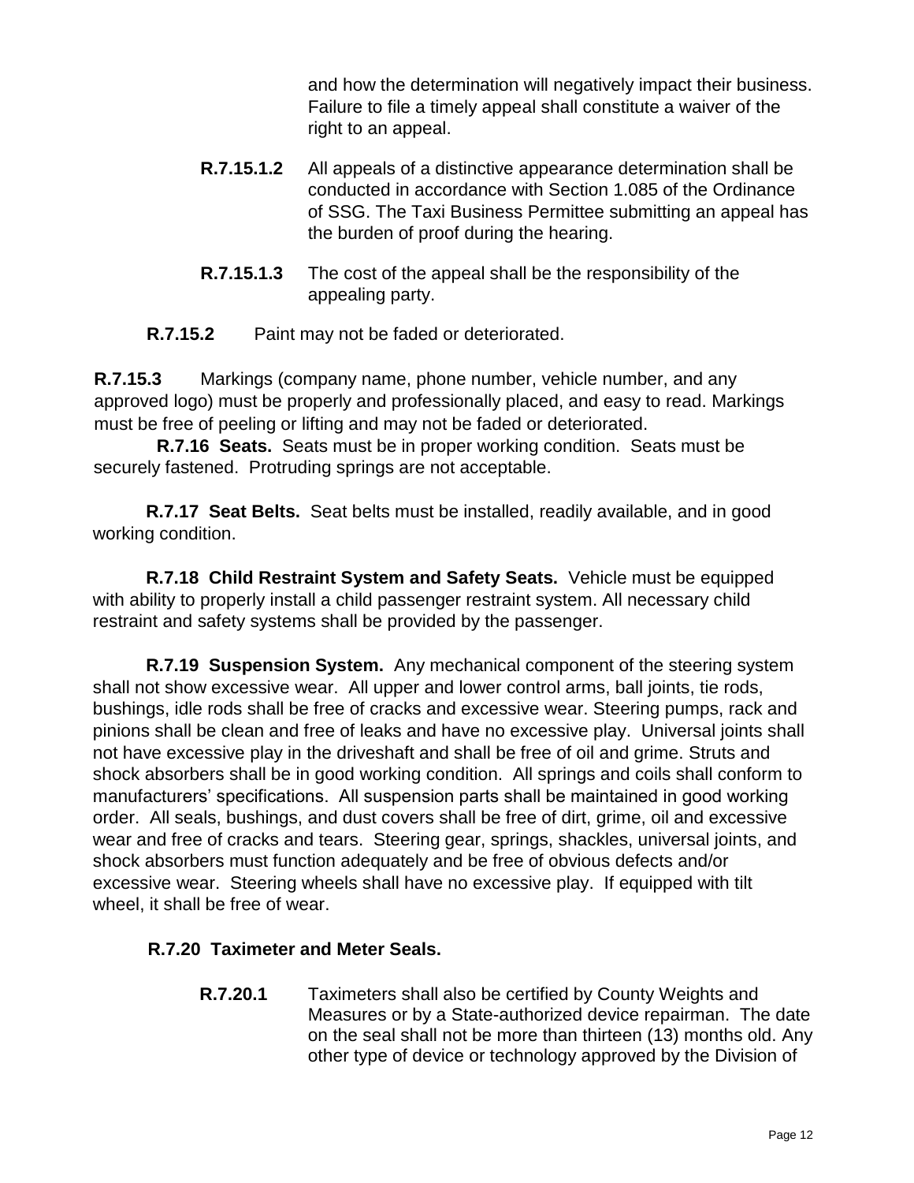and how the determination will negatively impact their business. Failure to file a timely appeal shall constitute a waiver of the right to an appeal.

**R.7.15.1.2** All appeals of a distinctive appearance determination shall be conducted in accordance with Section 1.085 of the Ordinance of SSG. The Taxi Business Permittee submitting an appeal has the burden of proof during the hearing.

**R.7.15.1.3** The cost of the appeal shall be the responsibility of the appealing party.

**R.7.15.2** Paint may not be faded or deteriorated.

**R.7.15.3** Markings (company name, phone number, vehicle number, and any approved logo) must be properly and professionally placed, and easy to read. Markings must be free of peeling or lifting and may not be faded or deteriorated.

**R.7.16 Seats.** Seats must be in proper working condition. Seats must be securely fastened. Protruding springs are not acceptable.

**R.7.17 Seat Belts.** Seat belts must be installed, readily available, and in good working condition.

**R.7.18 Child Restraint System and Safety Seats.** Vehicle must be equipped with ability to properly install a child passenger restraint system. All necessary child restraint and safety systems shall be provided by the passenger.

**R.7.19 Suspension System.** Any mechanical component of the steering system shall not show excessive wear. All upper and lower control arms, ball joints, tie rods, bushings, idle rods shall be free of cracks and excessive wear. Steering pumps, rack and pinions shall be clean and free of leaks and have no excessive play. Universal joints shall not have excessive play in the driveshaft and shall be free of oil and grime. Struts and shock absorbers shall be in good working condition. All springs and coils shall conform to manufacturers' specifications. All suspension parts shall be maintained in good working order. All seals, bushings, and dust covers shall be free of dirt, grime, oil and excessive wear and free of cracks and tears. Steering gear, springs, shackles, universal joints, and shock absorbers must function adequately and be free of obvious defects and/or excessive wear. Steering wheels shall have no excessive play. If equipped with tilt wheel, it shall be free of wear.

**R.7.20 Taximeter and Meter Seals.**

**R.7.20.1** Taximeters shall also be certified by County Weights and Measures or by a State-authorized device repairman. The date on the seal shall not be more than thirteen (13) months old. Any other type of device or technology approved by the Division of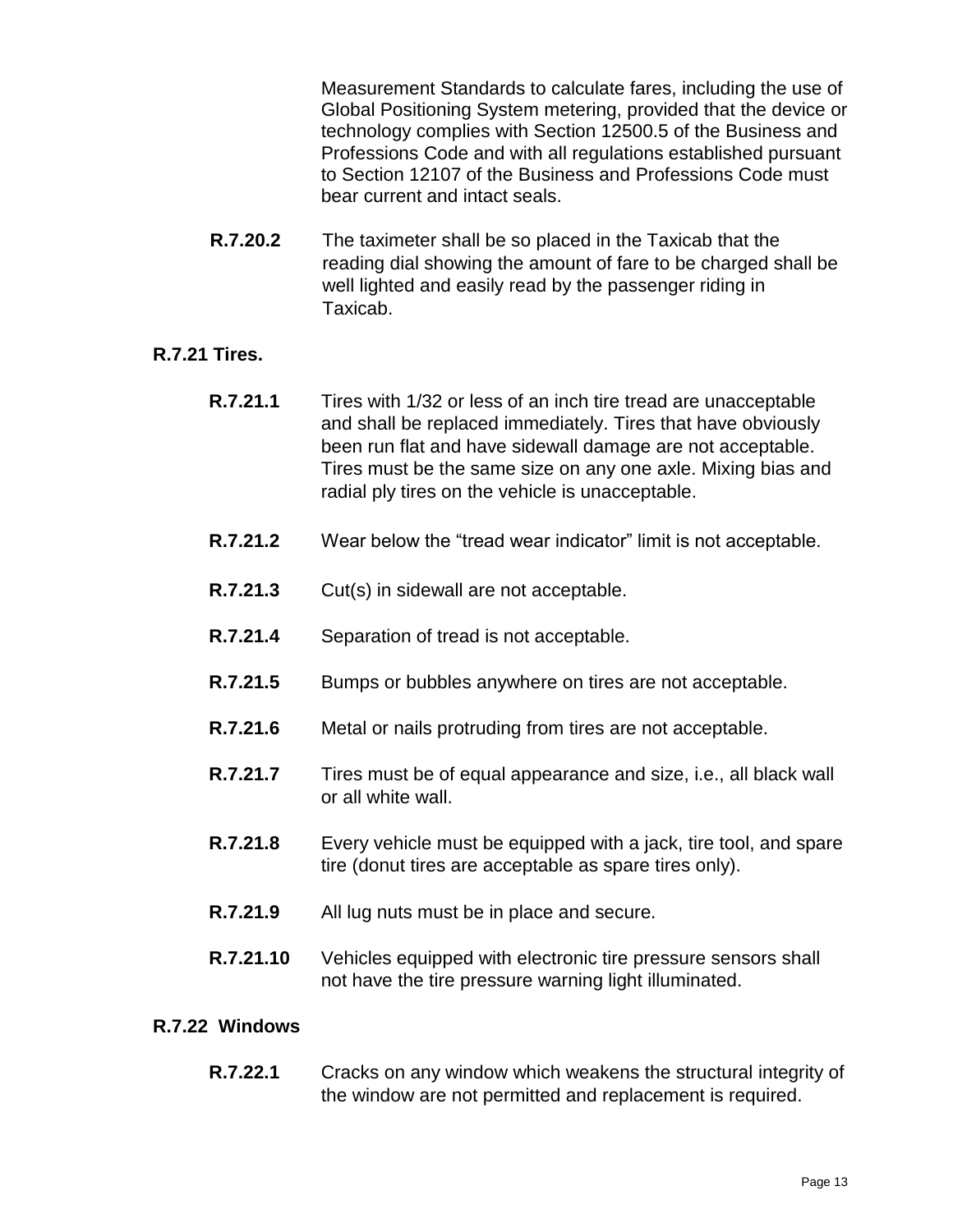Measurement Standards to calculate fares, including the use of Global Positioning System metering, provided that the device or technology complies with Section 12500.5 of the Business and Professions Code and with all regulations established pursuant to Section 12107 of the Business and Professions Code must bear current and intact seals.

**R.7.20.2** The taximeter shall be so placed in the Taxicab that the reading dial showing the amount of fare to be charged shall be well lighted and easily read by the passenger riding in Taxicab.

**R.7.21 Tires.**

**R.7.21.1** Tires with 1/32 or less of an inch tire tread are unacceptable and shall be replaced immediately. Tires that have obviously been run flat and have sidewall damage are not acceptable. Tires must be the same size on any one axle. Mixing bias and radial ply tires on the vehicle is unacceptable.

**R.7.21.2** Wear below the “tread wear indicator” limit is not acceptable.

**R.7.21.3** Cut(s) in sidewall are not acceptable.

**R.7.21.4** Separation of tread is not acceptable.

**R.7.21.5** Bumps or bubbles anywhere on tires are not acceptable.

**R.7.21.6** Metal or nails protruding from tires are not acceptable.

**R.7.21.7** Tires must be of equal appearance and size, i.e., all black wall or all white wall.

**R.7.21.8** Every vehicle must be equipped with a jack, tire tool, and spare tire (donut tires are acceptable as spare tires only).

**R.7.21.9** All lug nuts must be in place and secure.

**R.7.21.10** Vehicles equipped with electronic tire pressure sensors shall not have the tire pressure warning light illuminated.

**R.7.22 Windows**

**R.7.22.1** Cracks on any window which weakens the structural integrity of the window are not permitted and replacement is required.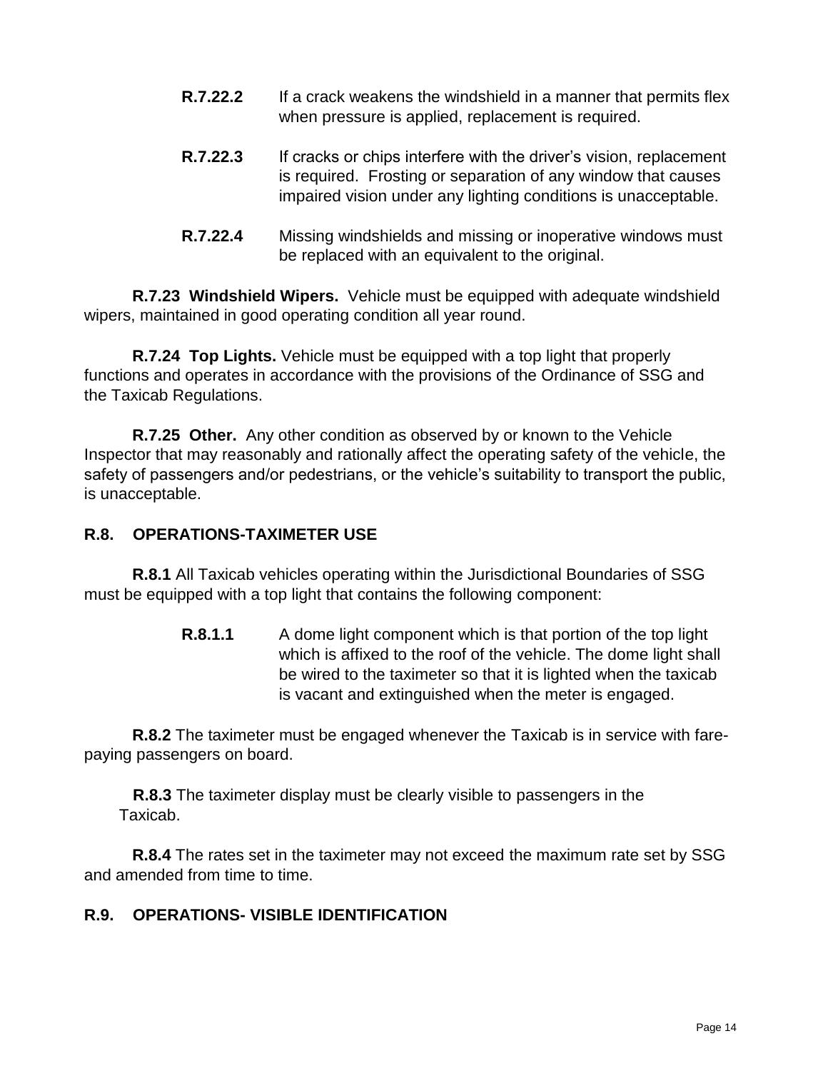**R.7.22.2** If a crack weakens the windshield in a manner that permits flex when pressure is applied, replacement is required.

**R.7.22.3** If cracks or chips interfere with the driver's vision, replacement is required. Frosting or separation of any window that causes impaired vision under any lighting conditions is unacceptable.

**R.7.22.4** Missing windshields and missing or inoperative windows must be replaced with an equivalent to the original.

**R.7.23 Windshield Wipers.** Vehicle must be equipped with adequate windshield wipers, maintained in good operating condition all year round.

**R.7.24 Top Lights.** Vehicle must be equipped with a top light that properly functions and operates in accordance with the provisions of the Ordinance of SSG and the Taxicab Regulations.

**R.7.25 Other.** Any other condition as observed by or known to the Vehicle Inspector that may reasonably and rationally affect the operating safety of the vehicle, the safety of passengers and/or pedestrians, or the vehicle's suitability to transport the public, is unacceptable.

## R.8. OPERATIONS-TAXIMETER USE

**R.8.1** All Taxicab vehicles operating within the Jurisdictional Boundaries of SSG must be equipped with a top light that contains the following component:

**R.8.1.1** A dome light component which is that portion of the top light which is affixed to the roof of the vehicle. The dome light shall be wired to the taximeter so that it is lighted when the taxicab is vacant and extinguished when the meter is engaged.

**R.8.2** The taximeter must be engaged whenever the Taxicab is in service with fare-paying passengers on board.

**R.8.3** The taximeter display must be clearly visible to passengers in the Taxicab.

**R.8.4** The rates set in the taximeter may not exceed the maximum rate set by SSG and amended from time to time.

## R.9. OPERATIONS- VISIBLE IDENTIFICATION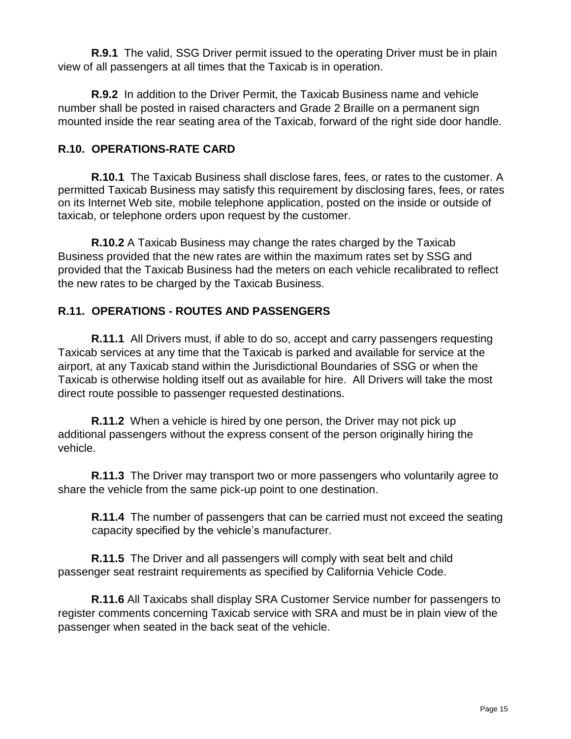**R.9.1** The valid, SSG Driver permit issued to the operating Driver must be in plain view of all passengers at all times that the Taxicab is in operation.

**R.9.2** In addition to the Driver Permit, the Taxicab Business name and vehicle number shall be posted in raised characters and Grade 2 Braille on a permanent sign mounted inside the rear seating area of the Taxicab, forward of the right side door handle.

## R.10. OPERATIONS-RATE CARD

**R.10.1** The Taxicab Business shall disclose fares, fees, or rates to the customer. A permitted Taxicab Business may satisfy this requirement by disclosing fares, fees, or rates on its Internet Web site, mobile telephone application, posted on the inside or outside of taxicab, or telephone orders upon request by the customer.

**R.10.2** A Taxicab Business may change the rates charged by the Taxicab Business provided that the new rates are within the maximum rates set by SSG and provided that the Taxicab Business had the meters on each vehicle recalibrated to reflect the new rates to be charged by the Taxicab Business.

## R.11. OPERATIONS - ROUTES AND PASSENGERS

**R.11.1** All Drivers must, if able to do so, accept and carry passengers requesting Taxicab services at any time that the Taxicab is parked and available for service at the airport, at any Taxicab stand within the Jurisdictional Boundaries of SSG or when the Taxicab is otherwise holding itself out as available for hire. All Drivers will take the most direct route possible to passenger requested destinations.

**R.11.2** When a vehicle is hired by one person, the Driver may not pick up additional passengers without the express consent of the person originally hiring the vehicle.

**R.11.3** The Driver may transport two or more passengers who voluntarily agree to share the vehicle from the same pick-up point to one destination.

**R.11.4** The number of passengers that can be carried must not exceed the seating capacity specified by the vehicle's manufacturer.

**R.11.5** The Driver and all passengers will comply with seat belt and child passenger seat restraint requirements as specified by California Vehicle Code.

**R.11.6** All Taxicabs shall display SRA Customer Service number for passengers to register comments concerning Taxicab service with SRA and must be in plain view of the passenger when seated in the back seat of the vehicle.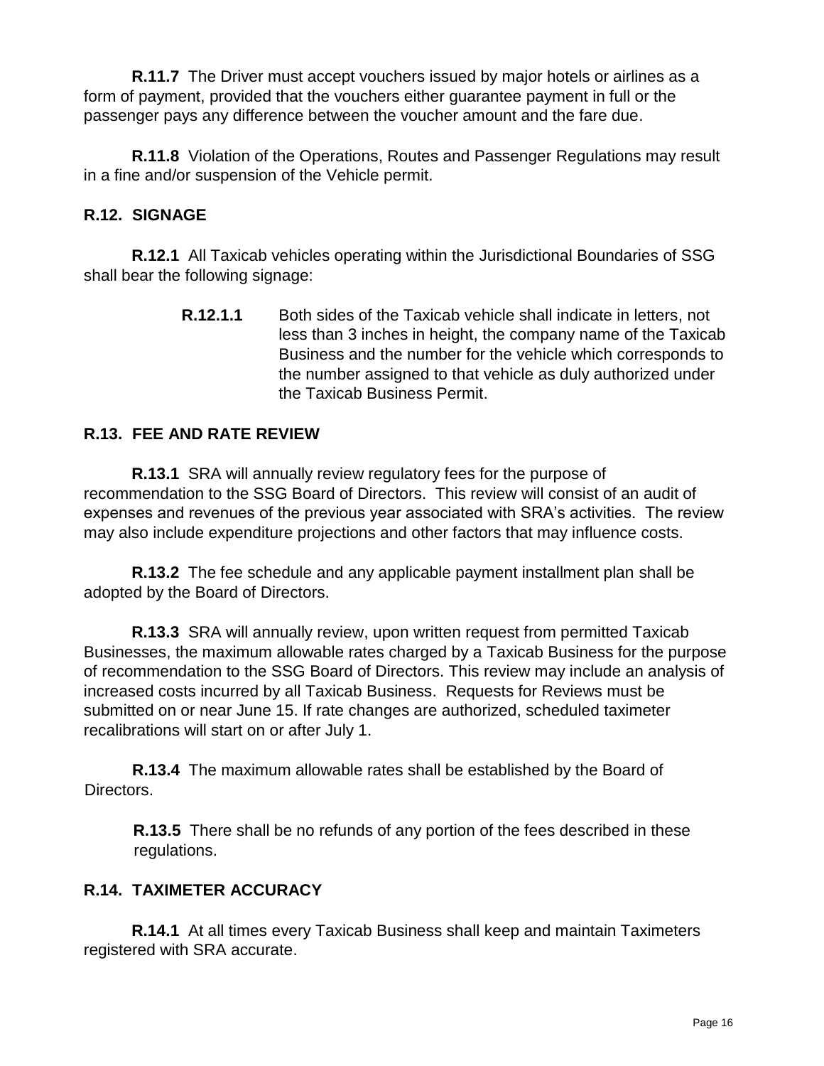**R.11.7** The Driver must accept vouchers issued by major hotels or airlines as a form of payment, provided that the vouchers either guarantee payment in full or the passenger pays any difference between the voucher amount and the fare due.

**R.11.8** Violation of the Operations, Routes and Passenger Regulations may result in a fine and/or suspension of the Vehicle permit.

## R.12. SIGNAGE

**R.12.1** All Taxicab vehicles operating within the Jurisdictional Boundaries of SSG shall bear the following signage:

**R.12.1.1** Both sides of the Taxicab vehicle shall indicate in letters, not less than 3 inches in height, the company name of the Taxicab Business and the number for the vehicle which corresponds to the number assigned to that vehicle as duly authorized under the Taxicab Business Permit.

## R.13. FEE AND RATE REVIEW

**R.13.1** SRA will annually review regulatory fees for the purpose of recommendation to the SSG Board of Directors. This review will consist of an audit of expenses and revenues of the previous year associated with SRA's activities. The review may also include expenditure projections and other factors that may influence costs.

**R.13.2** The fee schedule and any applicable payment installment plan shall be adopted by the Board of Directors.

**R.13.3** SRA will annually review, upon written request from permitted Taxicab Businesses, the maximum allowable rates charged by a Taxicab Business for the purpose of recommendation to the SSG Board of Directors. This review may include an analysis of increased costs incurred by all Taxicab Business. Requests for Reviews must be submitted on or near June 15. If rate changes are authorized, scheduled taximeter recalibrations will start on or after July 1.

**R.13.4** The maximum allowable rates shall be established by the Board of Directors.

**R.13.5** There shall be no refunds of any portion of the fees described in these regulations.

## R.14. TAXIMETER ACCURACY

**R.14.1** At all times every Taxicab Business shall keep and maintain Taximeters registered with SRA accurate.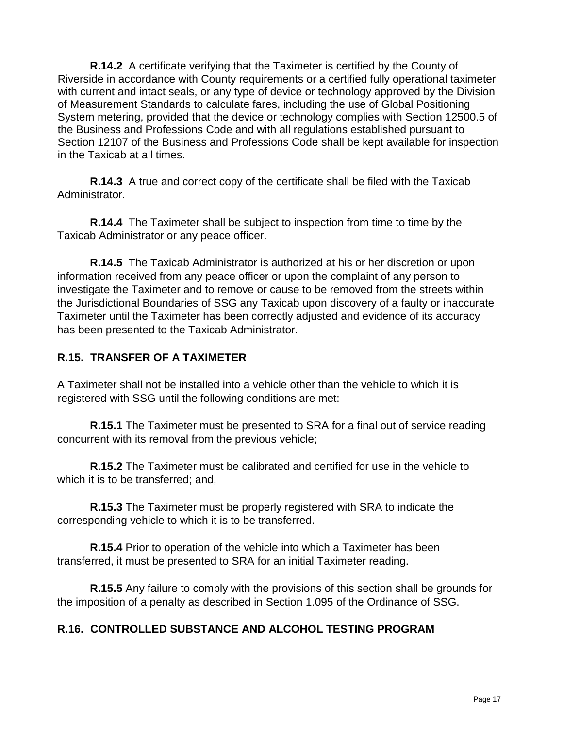**R.14.2** A certificate verifying that the Taximeter is certified by the County of Riverside in accordance with County requirements or a certified fully operational taximeter with current and intact seals, or any type of device or technology approved by the Division of Measurement Standards to calculate fares, including the use of Global Positioning System metering, provided that the device or technology complies with Section 12500.5 of the Business and Professions Code and with all regulations established pursuant to Section 12107 of the Business and Professions Code shall be kept available for inspection in the Taxicab at all times.

**R.14.3** A true and correct copy of the certificate shall be filed with the Taxicab Administrator.

**R.14.4** The Taximeter shall be subject to inspection from time to time by the Taxicab Administrator or any peace officer.

**R.14.5** The Taxicab Administrator is authorized at his or her discretion or upon information received from any peace officer or upon the complaint of any person to investigate the Taximeter and to remove or cause to be removed from the streets within the Jurisdictional Boundaries of SSG any Taxicab upon discovery of a faulty or inaccurate Taximeter until the Taximeter has been correctly adjusted and evidence of its accuracy has been presented to the Taxicab Administrator.

## R.15. TRANSFER OF A TAXIMETER

A Taximeter shall not be installed into a vehicle other than the vehicle to which it is registered with SSG until the following conditions are met:

**R.15.1** The Taximeter must be presented to SRA for a final out of service reading concurrent with its removal from the previous vehicle;

**R.15.2** The Taximeter must be calibrated and certified for use in the vehicle to which it is to be transferred; and,

**R.15.3** The Taximeter must be properly registered with SRA to indicate the corresponding vehicle to which it is to be transferred.

**R.15.4** Prior to operation of the vehicle into which a Taximeter has been transferred, it must be presented to SRA for an initial Taximeter reading.

**R.15.5** Any failure to comply with the provisions of this section shall be grounds for the imposition of a penalty as described in Section 1.095 of the Ordinance of SSG.

## R.16. CONTROLLED SUBSTANCE AND ALCOHOL TESTING PROGRAM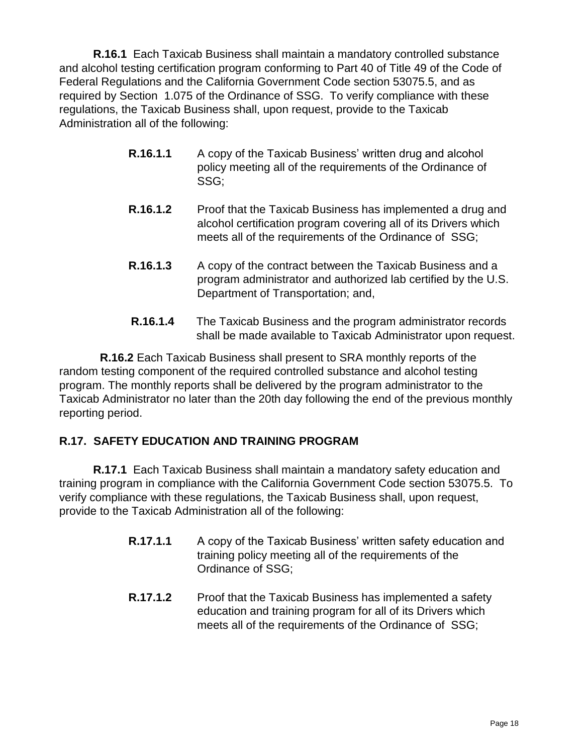**R.16.1** Each Taxicab Business shall maintain a mandatory controlled substance and alcohol testing certification program conforming to Part 40 of Title 49 of the Code of Federal Regulations and the California Government Code section 53075.5, and as required by Section 1.075 of the Ordinance of SSG. To verify compliance with these regulations, the Taxicab Business shall, upon request, provide to the Taxicab Administration all of the following:

> **R.16.1.1** A copy of the Taxicab Business' written drug and alcohol policy meeting all of the requirements of the Ordinance of SSG;
>
> **R.16.1.2** Proof that the Taxicab Business has implemented a drug and alcohol certification program covering all of its Drivers which meets all of the requirements of the Ordinance of SSG;
>
> **R.16.1.3** A copy of the contract between the Taxicab Business and a program administrator and authorized lab certified by the U.S. Department of Transportation; and,
>
> **R.16.1.4** The Taxicab Business and the program administrator records shall be made available to Taxicab Administrator upon request.

**R.16.2** Each Taxicab Business shall present to SRA monthly reports of the random testing component of the required controlled substance and alcohol testing program. The monthly reports shall be delivered by the program administrator to the Taxicab Administrator no later than the 20th day following the end of the previous monthly reporting period.

## R.17. SAFETY EDUCATION AND TRAINING PROGRAM

**R.17.1** Each Taxicab Business shall maintain a mandatory safety education and training program in compliance with the California Government Code section 53075.5. To verify compliance with these regulations, the Taxicab Business shall, upon request, provide to the Taxicab Administration all of the following:

> **R.17.1.1** A copy of the Taxicab Business' written safety education and training policy meeting all of the requirements of the Ordinance of SSG;
>
> **R.17.1.2** Proof that the Taxicab Business has implemented a safety education and training program for all of its Drivers which meets all of the requirements of the Ordinance of SSG;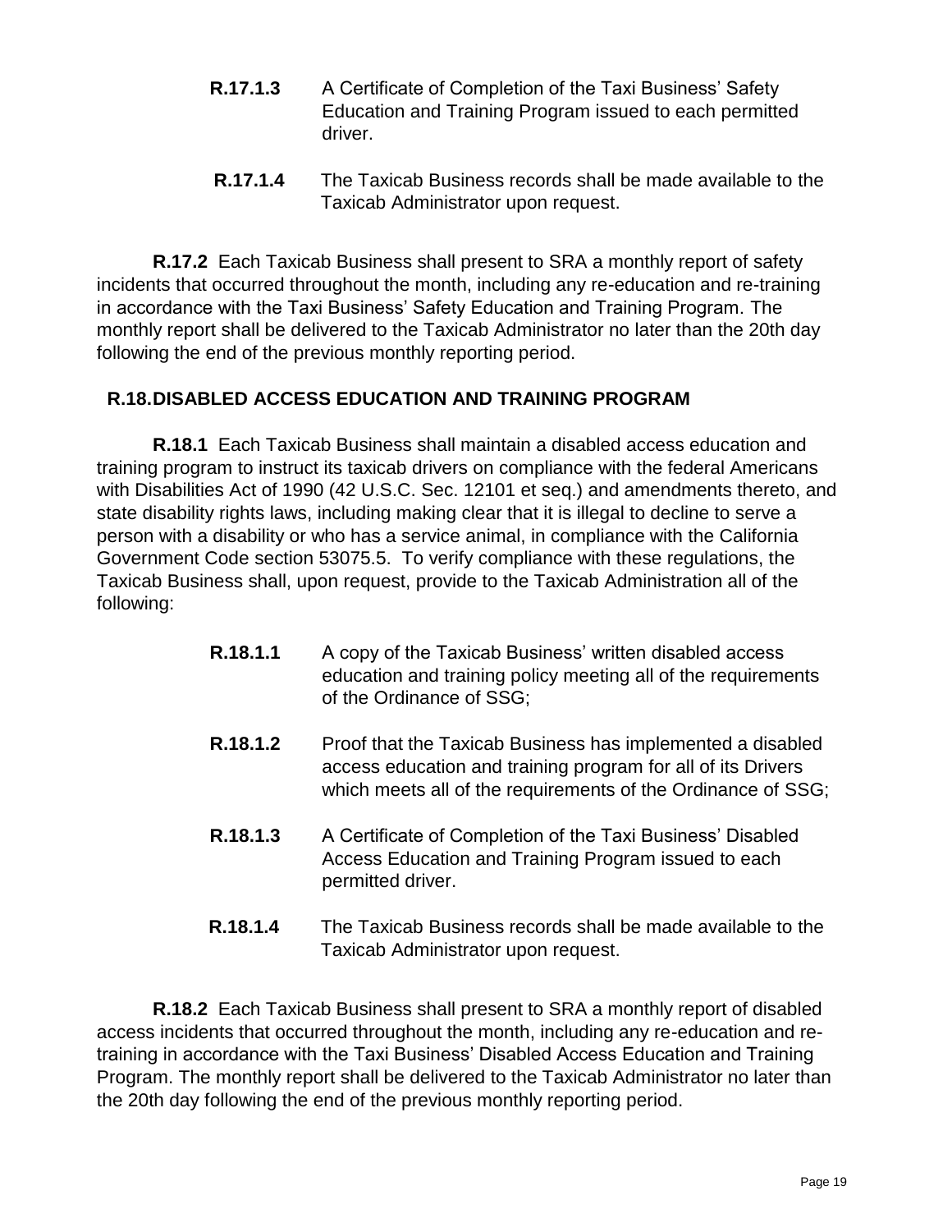**R.17.1.3** A Certificate of Completion of the Taxi Business' Safety Education and Training Program issued to each permitted driver.

**R.17.1.4** The Taxicab Business records shall be made available to the Taxicab Administrator upon request.

**R.17.2** Each Taxicab Business shall present to SRA a monthly report of safety incidents that occurred throughout the month, including any re-education and re-training in accordance with the Taxi Business' Safety Education and Training Program. The monthly report shall be delivered to the Taxicab Administrator no later than the 20th day following the end of the previous monthly reporting period.

## R.18. DISABLED ACCESS EDUCATION AND TRAINING PROGRAM

**R.18.1** Each Taxicab Business shall maintain a disabled access education and training program to instruct its taxicab drivers on compliance with the federal Americans with Disabilities Act of 1990 (42 U.S.C. Sec. 12101 et seq.) and amendments thereto, and state disability rights laws, including making clear that it is illegal to decline to serve a person with a disability or who has a service animal, in compliance with the California Government Code section 53075.5. To verify compliance with these regulations, the Taxicab Business shall, upon request, provide to the Taxicab Administration all of the following:

**R.18.1.1** A copy of the Taxicab Business' written disabled access education and training policy meeting all of the requirements of the Ordinance of SSG;

**R.18.1.2** Proof that the Taxicab Business has implemented a disabled access education and training program for all of its Drivers which meets all of the requirements of the Ordinance of SSG;

**R.18.1.3** A Certificate of Completion of the Taxi Business' Disabled Access Education and Training Program issued to each permitted driver.

**R.18.1.4** The Taxicab Business records shall be made available to the Taxicab Administrator upon request.

**R.18.2** Each Taxicab Business shall present to SRA a monthly report of disabled access incidents that occurred throughout the month, including any re-education and re-training in accordance with the Taxi Business' Disabled Access Education and Training Program. The monthly report shall be delivered to the Taxicab Administrator no later than the 20th day following the end of the previous monthly reporting period.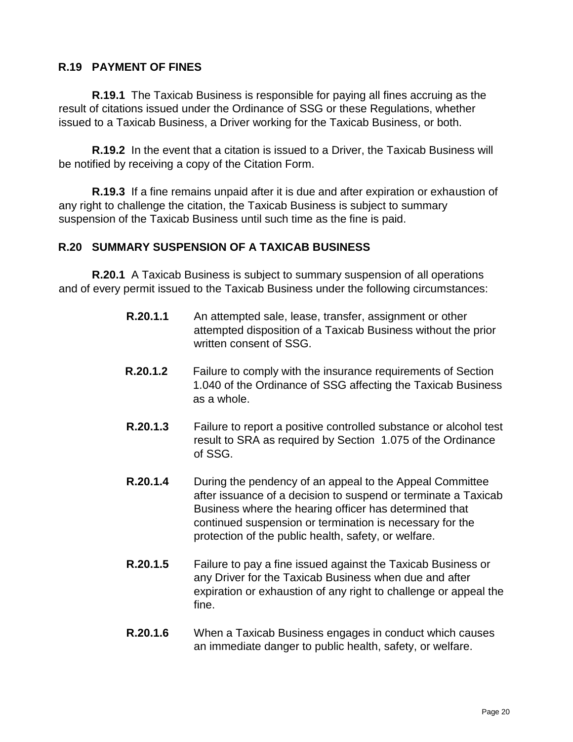## R.19 PAYMENT OF FINES

**R.19.1** The Taxicab Business is responsible for paying all fines accruing as the result of citations issued under the Ordinance of SSG or these Regulations, whether issued to a Taxicab Business, a Driver working for the Taxicab Business, or both.

**R.19.2** In the event that a citation is issued to a Driver, the Taxicab Business will be notified by receiving a copy of the Citation Form.

**R.19.3** If a fine remains unpaid after it is due and after expiration or exhaustion of any right to challenge the citation, the Taxicab Business is subject to summary suspension of the Taxicab Business until such time as the fine is paid.

## R.20 SUMMARY SUSPENSION OF A TAXICAB BUSINESS

**R.20.1** A Taxicab Business is subject to summary suspension of all operations and of every permit issued to the Taxicab Business under the following circumstances:

**R.20.1.1** An attempted sale, lease, transfer, assignment or other attempted disposition of a Taxicab Business without the prior written consent of SSG.

**R.20.1.2** Failure to comply with the insurance requirements of Section 1.040 of the Ordinance of SSG affecting the Taxicab Business as a whole.

**R.20.1.3** Failure to report a positive controlled substance or alcohol test result to SRA as required by Section 1.075 of the Ordinance of SSG.

**R.20.1.4** During the pendency of an appeal to the Appeal Committee after issuance of a decision to suspend or terminate a Taxicab Business where the hearing officer has determined that continued suspension or termination is necessary for the protection of the public health, safety, or welfare.

**R.20.1.5** Failure to pay a fine issued against the Taxicab Business or any Driver for the Taxicab Business when due and after expiration or exhaustion of any right to challenge or appeal the fine.

**R.20.1.6** When a Taxicab Business engages in conduct which causes an immediate danger to public health, safety, or welfare.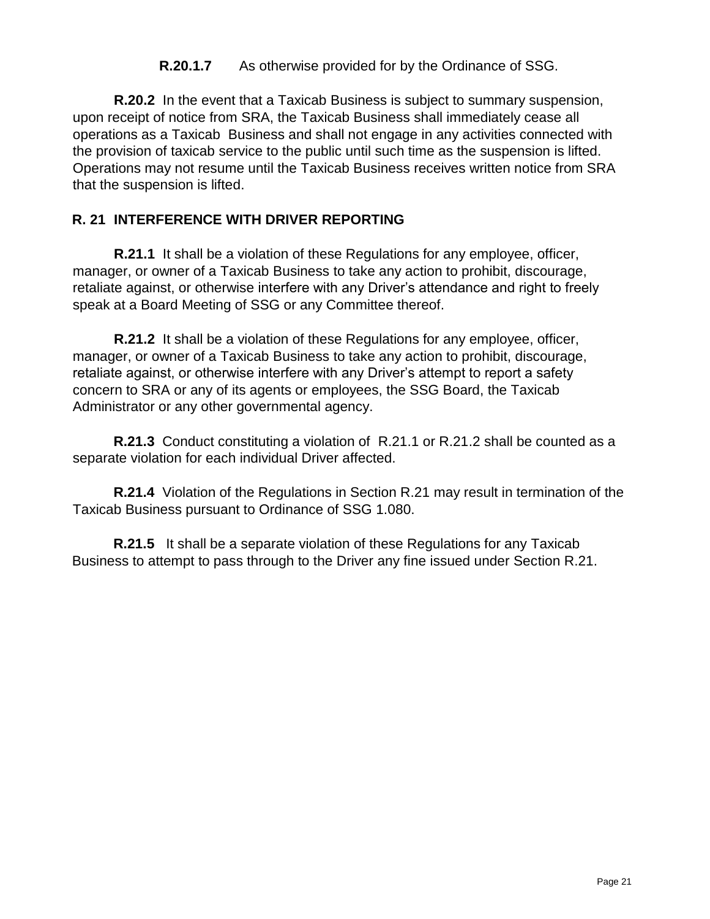**R.20.1.7** As otherwise provided for by the Ordinance of SSG.

**R.20.2** In the event that a Taxicab Business is subject to summary suspension, upon receipt of notice from SRA, the Taxicab Business shall immediately cease all operations as a Taxicab Business and shall not engage in any activities connected with the provision of taxicab service to the public until such time as the suspension is lifted. Operations may not resume until the Taxicab Business receives written notice from SRA that the suspension is lifted.

## R. 21 INTERFERENCE WITH DRIVER REPORTING

**R.21.1** It shall be a violation of these Regulations for any employee, officer, manager, or owner of a Taxicab Business to take any action to prohibit, discourage, retaliate against, or otherwise interfere with any Driver's attendance and right to freely speak at a Board Meeting of SSG or any Committee thereof.

**R.21.2** It shall be a violation of these Regulations for any employee, officer, manager, or owner of a Taxicab Business to take any action to prohibit, discourage, retaliate against, or otherwise interfere with any Driver's attempt to report a safety concern to SRA or any of its agents or employees, the SSG Board, the Taxicab Administrator or any other governmental agency.

**R.21.3** Conduct constituting a violation of R.21.1 or R.21.2 shall be counted as a separate violation for each individual Driver affected.

**R.21.4** Violation of the Regulations in Section R.21 may result in termination of the Taxicab Business pursuant to Ordinance of SSG 1.080.

**R.21.5** It shall be a separate violation of these Regulations for any Taxicab Business to attempt to pass through to the Driver any fine issued under Section R.21.